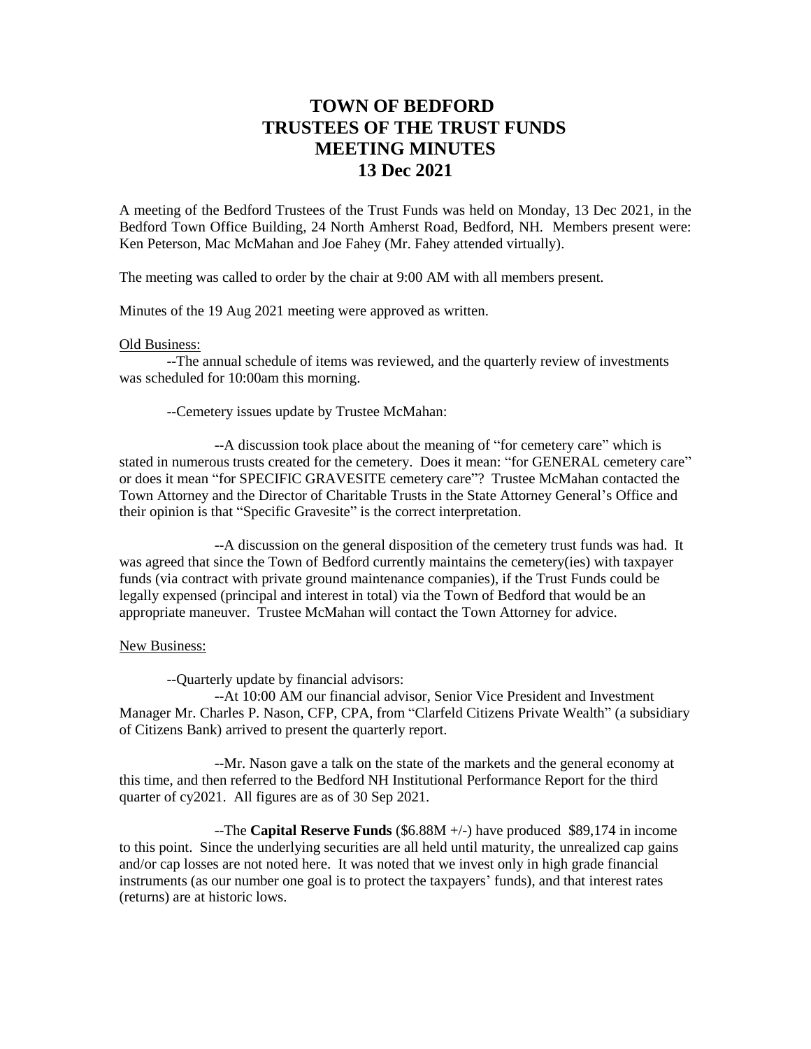# TOWN OF BEDFORD
# TRUSTEES OF THE TRUST FUNDS
# MEETING MINUTES
# 13 Dec 2021

A meeting of the Bedford Trustees of the Trust Funds was held on Monday, 13 Dec 2021, in the Bedford Town Office Building, 24 North Amherst Road, Bedford, NH. Members present were: Ken Peterson, Mac McMahan and Joe Fahey (Mr. Fahey attended virtually).

The meeting was called to order by the chair at 9:00 AM with all members present.

Minutes of the 19 Aug 2021 meeting were approved as written.

Old Business:

--The annual schedule of items was reviewed, and the quarterly review of investments was scheduled for 10:00am this morning.

--Cemetery issues update by Trustee McMahan:

--A discussion took place about the meaning of "for cemetery care" which is stated in numerous trusts created for the cemetery. Does it mean: "for GENERAL cemetery care" or does it mean "for SPECIFIC GRAVESITE cemetery care"? Trustee McMahan contacted the Town Attorney and the Director of Charitable Trusts in the State Attorney General's Office and their opinion is that "Specific Gravesite" is the correct interpretation.

--A discussion on the general disposition of the cemetery trust funds was had. It was agreed that since the Town of Bedford currently maintains the cemetery(ies) with taxpayer funds (via contract with private ground maintenance companies), if the Trust Funds could be legally expensed (principal and interest in total) via the Town of Bedford that would be an appropriate maneuver. Trustee McMahan will contact the Town Attorney for advice.

New Business:

--Quarterly update by financial advisors:

--At 10:00 AM our financial advisor, Senior Vice President and Investment Manager Mr. Charles P. Nason, CFP, CPA, from "Clarfeld Citizens Private Wealth" (a subsidiary of Citizens Bank) arrived to present the quarterly report.

--Mr. Nason gave a talk on the state of the markets and the general economy at this time, and then referred to the Bedford NH Institutional Performance Report for the third quarter of cy2021. All figures are as of 30 Sep 2021.

--The **Capital Reserve Funds** ($6.88M +/-) have produced $89,174 in income to this point. Since the underlying securities are all held until maturity, the unrealized cap gains and/or cap losses are not noted here. It was noted that we invest only in high grade financial instruments (as our number one goal is to protect the taxpayers' funds), and that interest rates (returns) are at historic lows.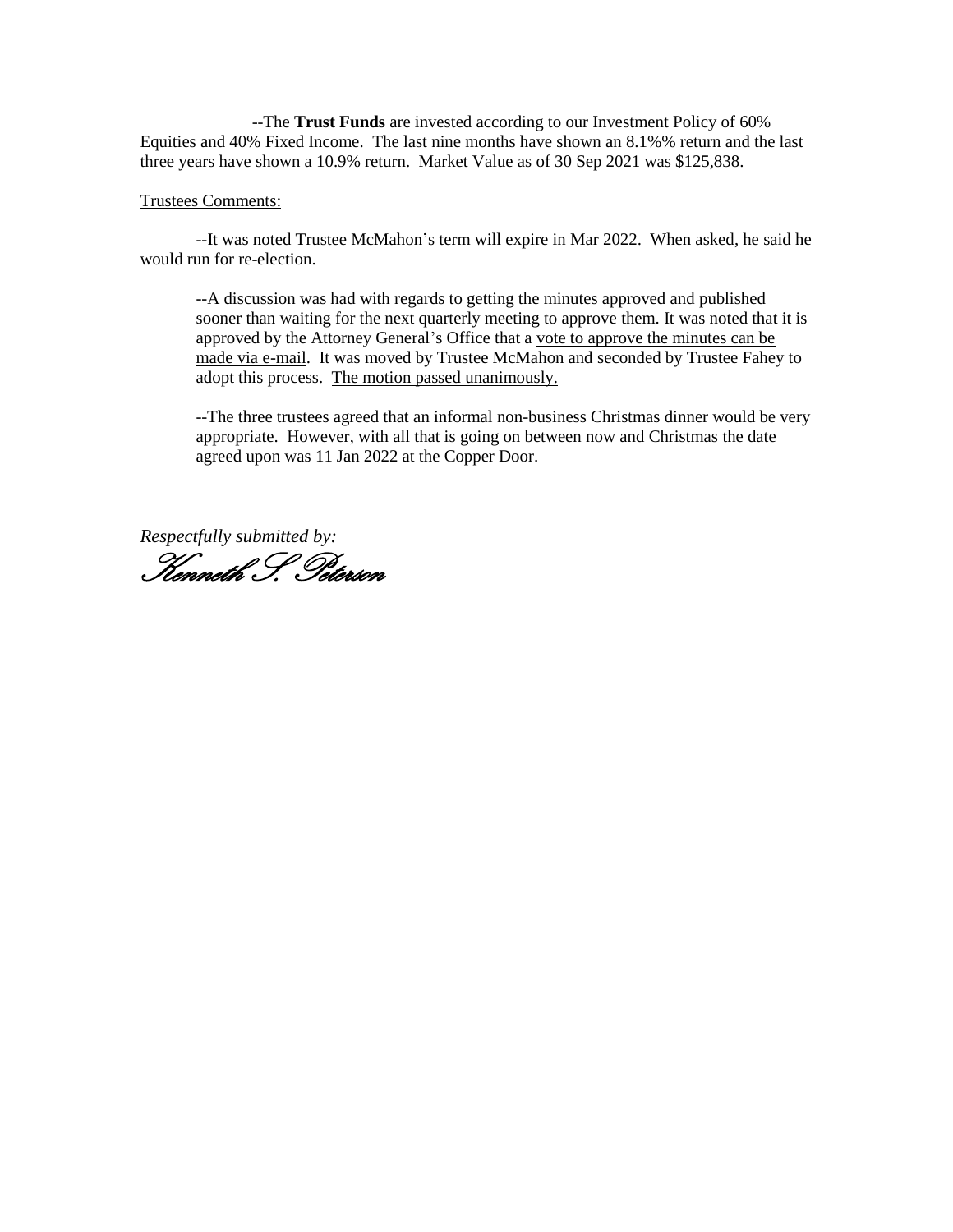--The **Trust Funds** are invested according to our Investment Policy of 60% Equities and 40% Fixed Income. The last nine months have shown an 8.1%% return and the last three years have shown a 10.9% return. Market Value as of 30 Sep 2021 was $125,838.

Trustees Comments:

--It was noted Trustee McMahon's term will expire in Mar 2022. When asked, he said he would run for re-election.

--A discussion was had with regards to getting the minutes approved and published sooner than waiting for the next quarterly meeting to approve them. It was noted that it is approved by the Attorney General's Office that a vote to approve the minutes can be made via e-mail. It was moved by Trustee McMahon and seconded by Trustee Fahey to adopt this process. The motion passed unanimously.

--The three trustees agreed that an informal non-business Christmas dinner would be very appropriate. However, with all that is going on between now and Christmas the date agreed upon was 11 Jan 2022 at the Copper Door.

*Respectfully submitted by:*

*Kenneth S. Peterson*